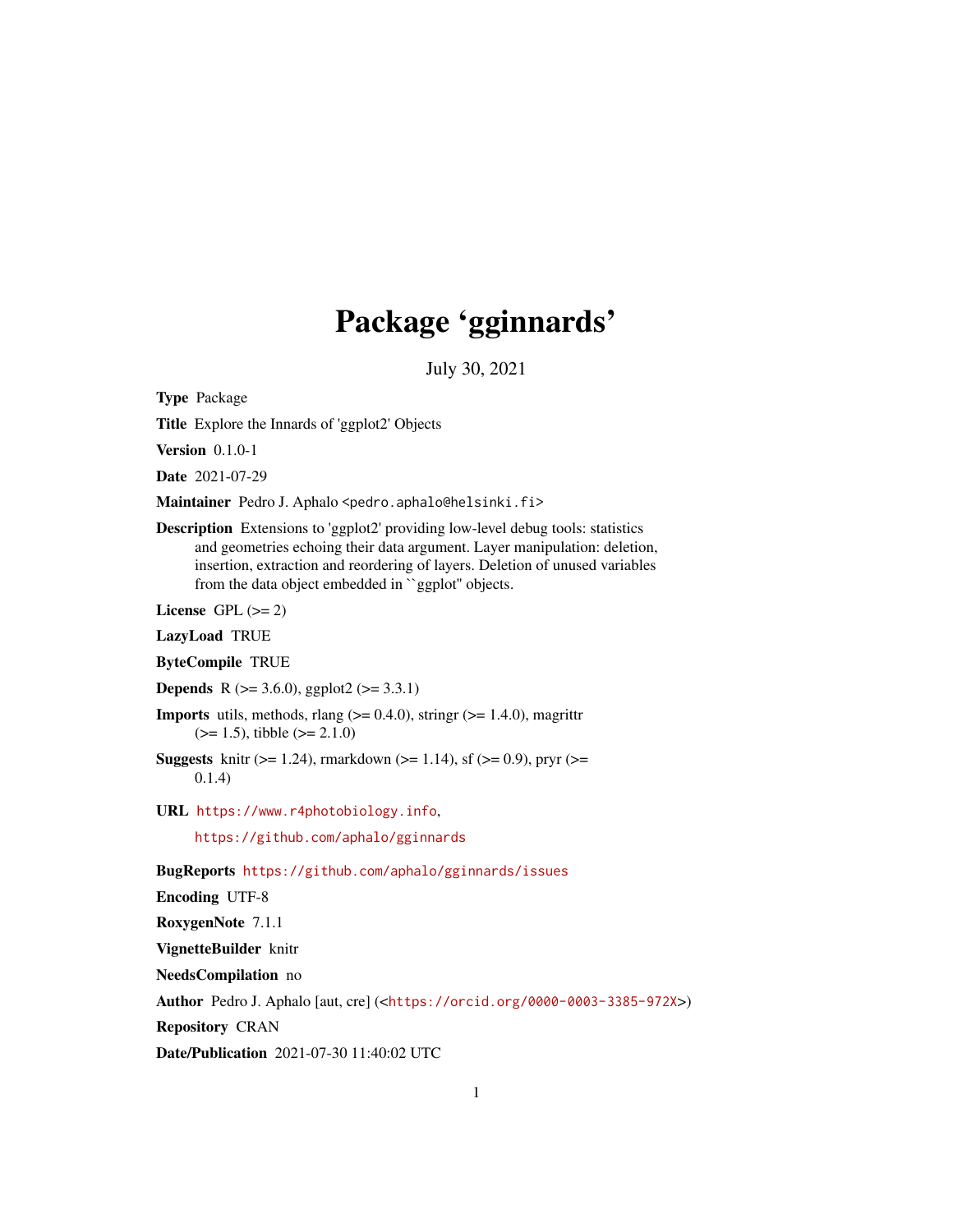# Package 'gginnards'

July 30, 2021

**Type** Package

**Title** Explore the Innards of 'ggplot2' Objects

**Version** 0.1.0-1

**Date** 2021-07-29

**Maintainer** Pedro J. Aphalo <pedro.aphalo@helsinki.fi>

**Description** Extensions to 'ggplot2' providing low-level debug tools: statistics and geometries echoing their data argument. Layer manipulation: deletion, insertion, extraction and reordering of layers. Deletion of unused variables from the data object embedded in ``ggplot'' objects.

**License** GPL (>= 2)

**LazyLoad** TRUE

**ByteCompile** TRUE

**Depends** R (>= 3.6.0), ggplot2 (>= 3.3.1)

**Imports** utils, methods, rlang (>= 0.4.0), stringr (>= 1.4.0), magrittr (>= 1.5), tibble (>= 2.1.0)

**Suggests** knitr (>= 1.24), rmarkdown (>= 1.14), sf (>= 0.9), pryr (>= 0.1.4)

**URL** https://www.r4photobiology.info,

https://github.com/aphalo/gginnards

**BugReports** https://github.com/aphalo/gginnards/issues

**Encoding** UTF-8

**RoxygenNote** 7.1.1

**VignetteBuilder** knitr

**NeedsCompilation** no

**Author** Pedro J. Aphalo [aut, cre] (<https://orcid.org/0000-0003-3385-972X>)

**Repository** CRAN

**Date/Publication** 2021-07-30 11:40:02 UTC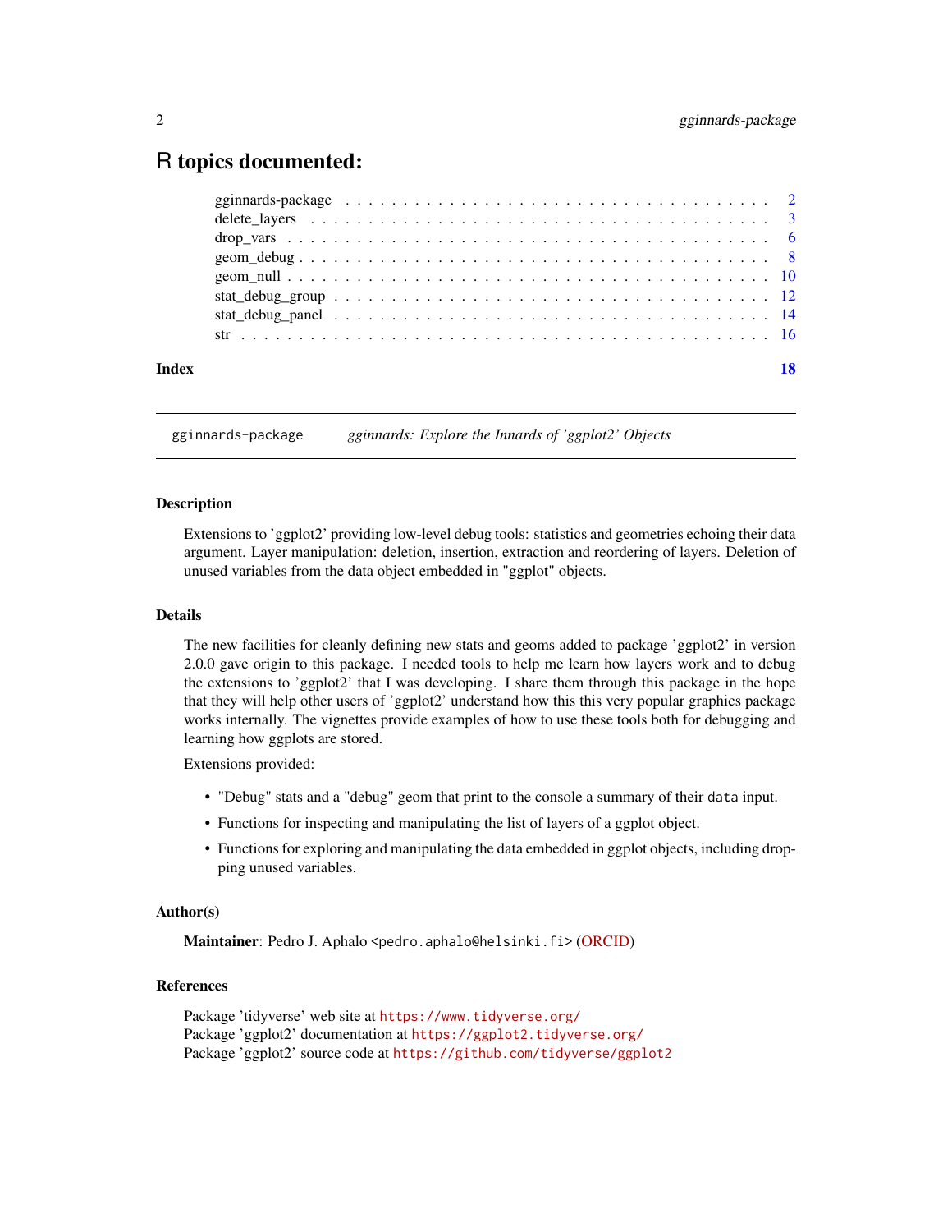# R topics documented:

| | |
|---|---|
| gginnards-package | 2 |
| delete_layers | 3 |
| drop_vars | 6 |
| geom_debug | 8 |
| geom_null | 10 |
| stat_debug_group | 12 |
| stat_debug_panel | 14 |
| str | 16 |
| **Index** | **18** |

---

gginnards-package    *gginnards: Explore the Innards of 'ggplot2' Objects*

---

### Description

Extensions to 'ggplot2' providing low-level debug tools: statistics and geometries echoing their data argument. Layer manipulation: deletion, insertion, extraction and reordering of layers. Deletion of unused variables from the data object embedded in "ggplot" objects.

### Details

The new facilities for cleanly defining new stats and geoms added to package 'ggplot2' in version 2.0.0 gave origin to this package. I needed tools to help me learn how layers work and to debug the extensions to 'ggplot2' that I was developing. I share them through this package in the hope that they will help other users of 'ggplot2' understand how this this very popular graphics package works internally. The vignettes provide examples of how to use these tools both for debugging and learning how ggplots are stored.

Extensions provided:

- "Debug" stats and a "debug" geom that print to the console a summary of their `data` input.
- Functions for inspecting and manipulating the list of layers of a ggplot object.
- Functions for exploring and manipulating the data embedded in ggplot objects, including dropping unused variables.

### Author(s)

**Maintainer**: Pedro J. Aphalo <pedro.aphalo@helsinki.fi> (ORCID)

### References

Package 'tidyverse' web site at https://www.tidyverse.org/
Package 'ggplot2' documentation at https://ggplot2.tidyverse.org/
Package 'ggplot2' source code at https://github.com/tidyverse/ggplot2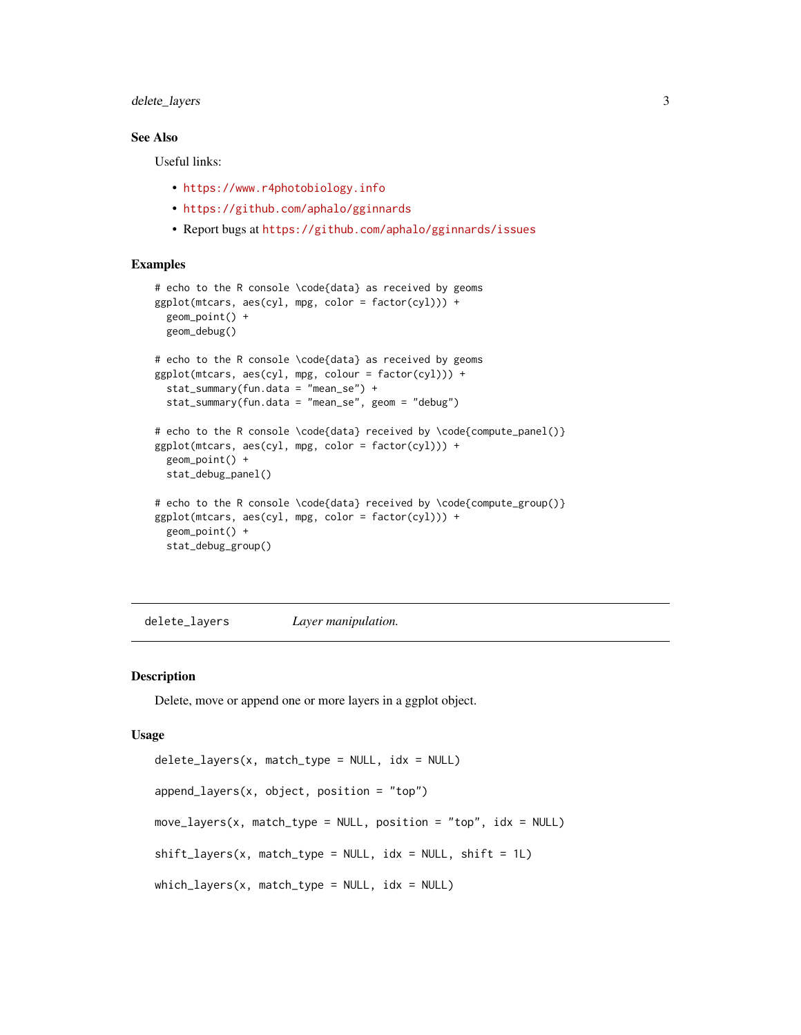### See Also

Useful links:

- https://www.r4photobiology.info
- https://github.com/aphalo/gginnards
- Report bugs at https://github.com/aphalo/gginnards/issues

### Examples

```
# echo to the R console \code{data} as received by geoms
ggplot(mtcars, aes(cyl, mpg, color = factor(cyl))) +
  geom_point() +
  geom_debug()

# echo to the R console \code{data} as received by geoms
ggplot(mtcars, aes(cyl, mpg, colour = factor(cyl))) +
  stat_summary(fun.data = "mean_se") +
  stat_summary(fun.data = "mean_se", geom = "debug")

# echo to the R console \code{data} received by \code{compute_panel()}
ggplot(mtcars, aes(cyl, mpg, color = factor(cyl))) +
  geom_point() +
  stat_debug_panel()

# echo to the R console \code{data} received by \code{compute_group()}
ggplot(mtcars, aes(cyl, mpg, color = factor(cyl))) +
  geom_point() +
  stat_debug_group()
```

---

## delete_layers — *Layer manipulation.*

---

### Description

Delete, move or append one or more layers in a ggplot object.

### Usage

```
delete_layers(x, match_type = NULL, idx = NULL)

append_layers(x, object, position = "top")

move_layers(x, match_type = NULL, position = "top", idx = NULL)

shift_layers(x, match_type = NULL, idx = NULL, shift = 1L)

which_layers(x, match_type = NULL, idx = NULL)
```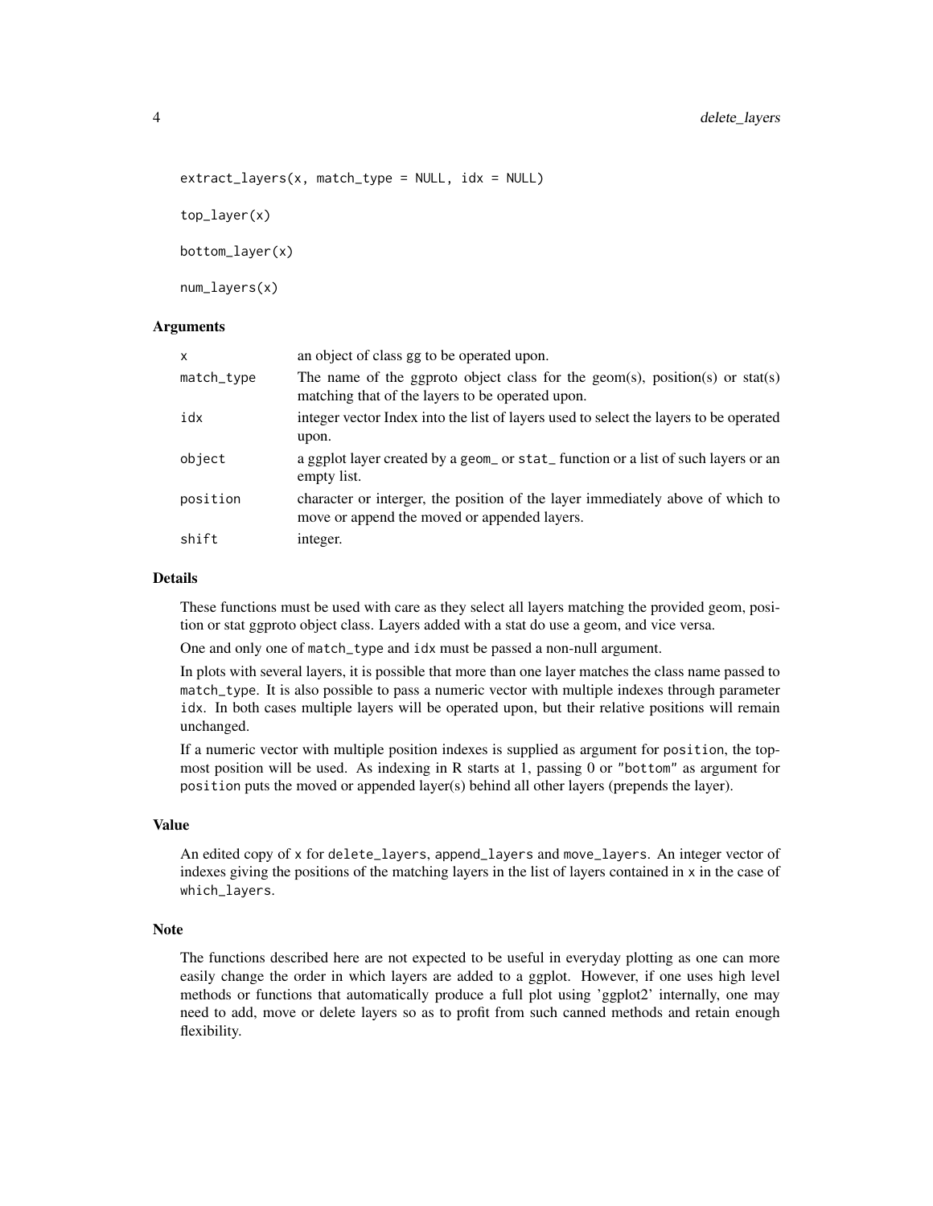```
extract_layers(x, match_type = NULL, idx = NULL)

top_layer(x)

bottom_layer(x)

num_layers(x)
```

### Arguments

| | |
|---|---|
| x | an object of class gg to be operated upon. |
| match_type | The name of the ggproto object class for the geom(s), position(s) or stat(s) matching that of the layers to be operated upon. |
| idx | integer vector Index into the list of layers used to select the layers to be operated upon. |
| object | a ggplot layer created by a geom_ or stat_ function or a list of such layers or an empty list. |
| position | character or interger, the position of the layer immediately above of which to move or append the moved or appended layers. |
| shift | integer. |

### Details

These functions must be used with care as they select all layers matching the provided geom, position or stat ggproto object class. Layers added with a stat do use a geom, and vice versa.

One and only one of `match_type` and `idx` must be passed a non-null argument.

In plots with several layers, it is possible that more than one layer matches the class name passed to `match_type`. It is also possible to pass a numeric vector with multiple indexes through parameter `idx`. In both cases multiple layers will be operated upon, but their relative positions will remain unchanged.

If a numeric vector with multiple position indexes is supplied as argument for `position`, the topmost position will be used. As indexing in R starts at 1, passing 0 or `"bottom"` as argument for `position` puts the moved or appended layer(s) behind all other layers (prepends the layer).

### Value

An edited copy of `x` for `delete_layers`, `append_layers` and `move_layers`. An integer vector of indexes giving the positions of the matching layers in the list of layers contained in `x` in the case of `which_layers`.

### Note

The functions described here are not expected to be useful in everyday plotting as one can more easily change the order in which layers are added to a ggplot. However, if one uses high level methods or functions that automatically produce a full plot using 'ggplot2' internally, one may need to add, move or delete layers so as to profit from such canned methods and retain enough flexibility.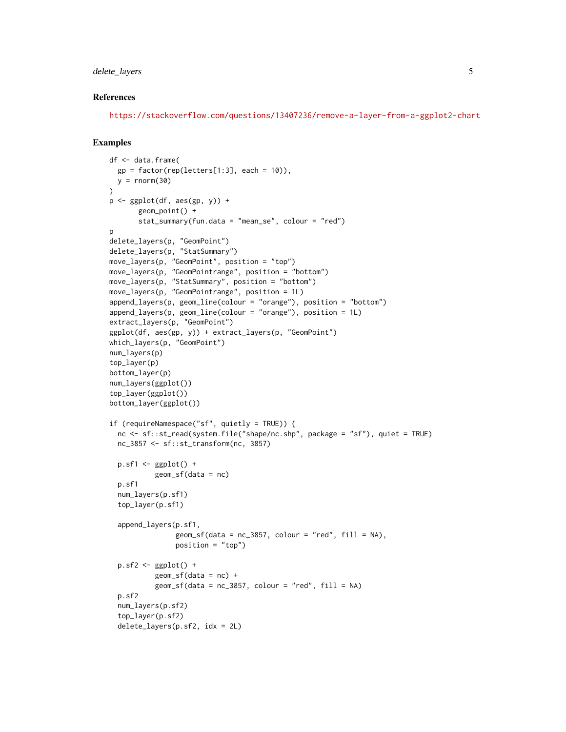### References

https://stackoverflow.com/questions/13407236/remove-a-layer-from-a-ggplot2-chart

### Examples

```
df <- data.frame(
  gp = factor(rep(letters[1:3], each = 10)),
  y = rnorm(30)
)
p <- ggplot(df, aes(gp, y)) +
       geom_point() +
       stat_summary(fun.data = "mean_se", colour = "red")
p
delete_layers(p, "GeomPoint")
delete_layers(p, "StatSummary")
move_layers(p, "GeomPoint", position = "top")
move_layers(p, "GeomPointrange", position = "bottom")
move_layers(p, "StatSummary", position = "bottom")
move_layers(p, "GeomPointrange", position = 1L)
append_layers(p, geom_line(colour = "orange"), position = "bottom")
append_layers(p, geom_line(colour = "orange"), position = 1L)
extract_layers(p, "GeomPoint")
ggplot(df, aes(gp, y)) + extract_layers(p, "GeomPoint")
which_layers(p, "GeomPoint")
num_layers(p)
top_layer(p)
bottom_layer(p)
num_layers(ggplot())
top_layer(ggplot())
bottom_layer(ggplot())

if (requireNamespace("sf", quietly = TRUE)) {
  nc <- sf::st_read(system.file("shape/nc.shp", package = "sf"), quiet = TRUE)
  nc_3857 <- sf::st_transform(nc, 3857)

  p.sf1 <- ggplot() +
           geom_sf(data = nc)
  p.sf1
  num_layers(p.sf1)
  top_layer(p.sf1)

  append_layers(p.sf1,
                geom_sf(data = nc_3857, colour = "red", fill = NA),
                position = "top")

  p.sf2 <- ggplot() +
           geom_sf(data = nc) +
           geom_sf(data = nc_3857, colour = "red", fill = NA)
  p.sf2
  num_layers(p.sf2)
  top_layer(p.sf2)
  delete_layers(p.sf2, idx = 2L)
```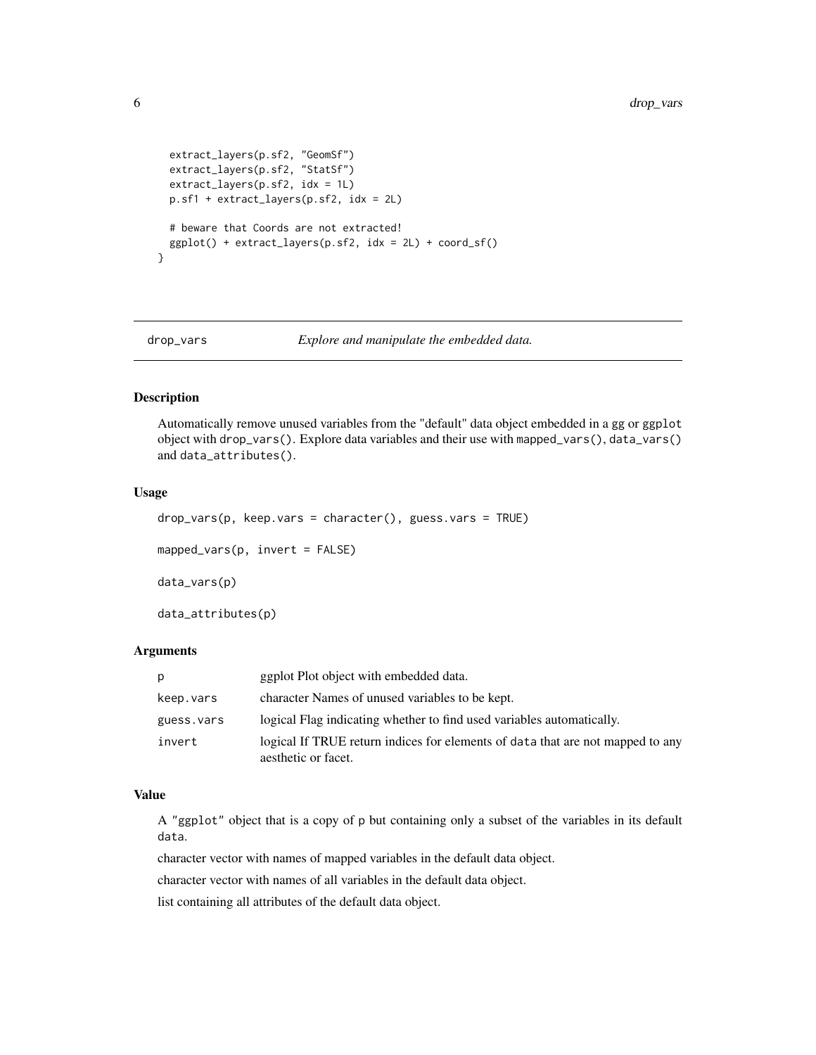```
  extract_layers(p.sf2, "GeomSf")
  extract_layers(p.sf2, "StatSf")
  extract_layers(p.sf2, idx = 1L)
  p.sf1 + extract_layers(p.sf2, idx = 2L)

  # beware that Coords are not extracted!
  ggplot() + extract_layers(p.sf2, idx = 2L) + coord_sf()
}
```

---

## drop_vars — *Explore and manipulate the embedded data.*

### Description

Automatically remove unused variables from the "default" data object embedded in a gg or ggplot object with `drop_vars()`. Explore data variables and their use with `mapped_vars()`, `data_vars()` and `data_attributes()`.

### Usage

```
drop_vars(p, keep.vars = character(), guess.vars = TRUE)

mapped_vars(p, invert = FALSE)

data_vars(p)

data_attributes(p)
```

### Arguments

| | |
|---|---|
| p | ggplot Plot object with embedded data. |
| keep.vars | character Names of unused variables to be kept. |
| guess.vars | logical Flag indicating whether to find used variables automatically. |
| invert | logical If TRUE return indices for elements of data that are not mapped to any aesthetic or facet. |

### Value

A "ggplot" object that is a copy of p but containing only a subset of the variables in its default data.

character vector with names of mapped variables in the default data object.

character vector with names of all variables in the default data object.

list containing all attributes of the default data object.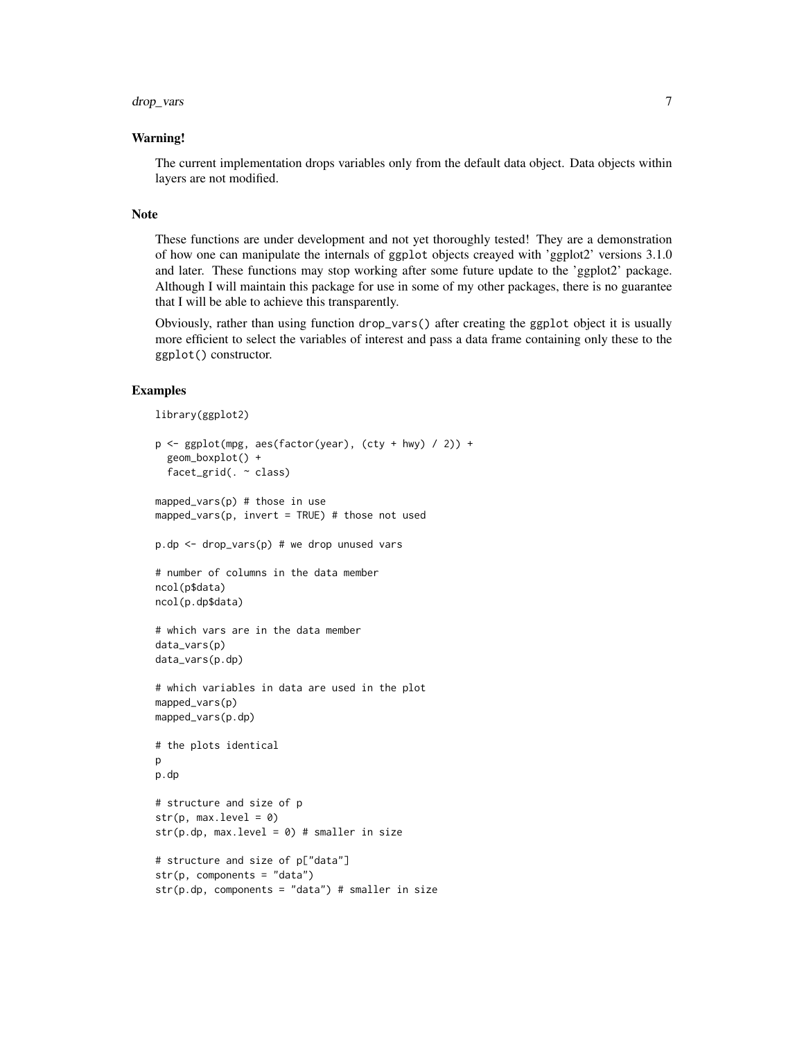### Warning!

The current implementation drops variables only from the default data object. Data objects within layers are not modified.

### Note

These functions are under development and not yet thoroughly tested! They are a demonstration of how one can manipulate the internals of `ggplot` objects creayed with 'ggplot2' versions 3.1.0 and later. These functions may stop working after some future update to the 'ggplot2' package. Although I will maintain this package for use in some of my other packages, there is no guarantee that I will be able to achieve this transparently.

Obviously, rather than using function `drop_vars()` after creating the `ggplot` object it is usually more efficient to select the variables of interest and pass a data frame containing only these to the `ggplot()` constructor.

### Examples

```
library(ggplot2)

p <- ggplot(mpg, aes(factor(year), (cty + hwy) / 2)) +
  geom_boxplot() +
  facet_grid(. ~ class)

mapped_vars(p) # those in use
mapped_vars(p, invert = TRUE) # those not used

p.dp <- drop_vars(p) # we drop unused vars

# number of columns in the data member
ncol(p$data)
ncol(p.dp$data)

# which vars are in the data member
data_vars(p)
data_vars(p.dp)

# which variables in data are used in the plot
mapped_vars(p)
mapped_vars(p.dp)

# the plots identical
p
p.dp

# structure and size of p
str(p, max.level = 0)
str(p.dp, max.level = 0) # smaller in size

# structure and size of p["data"]
str(p, components = "data")
str(p.dp, components = "data") # smaller in size
```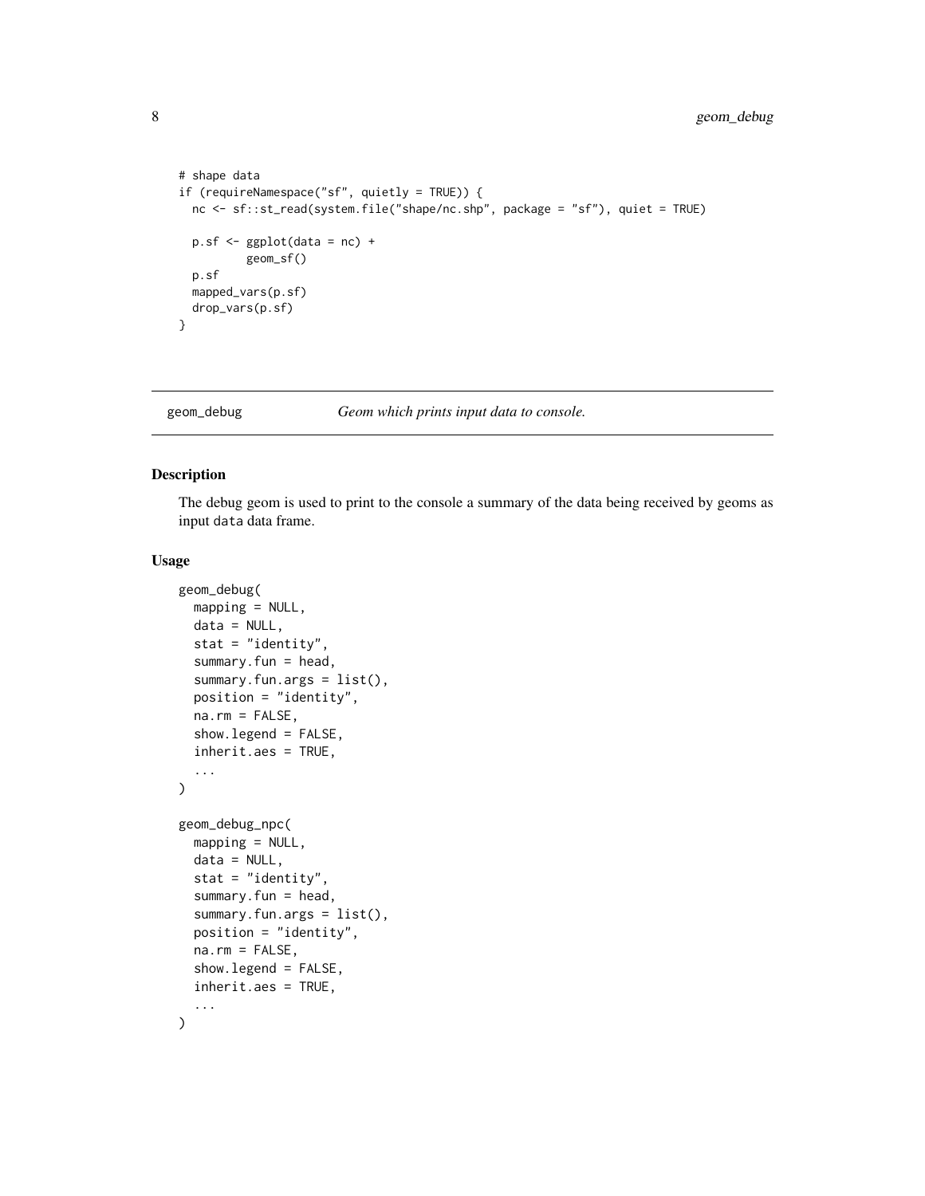```
# shape data
if (requireNamespace("sf", quietly = TRUE)) {
  nc <- sf::st_read(system.file("shape/nc.shp", package = "sf"), quiet = TRUE)

  p.sf <- ggplot(data = nc) +
          geom_sf()
  p.sf
  mapped_vars(p.sf)
  drop_vars(p.sf)
}
```

---

## geom_debug — *Geom which prints input data to console.*

---

### Description

The debug geom is used to print to the console a summary of the data being received by geoms as input `data` data frame.

### Usage

```
geom_debug(
  mapping = NULL,
  data = NULL,
  stat = "identity",
  summary.fun = head,
  summary.fun.args = list(),
  position = "identity",
  na.rm = FALSE,
  show.legend = FALSE,
  inherit.aes = TRUE,
  ...
)

geom_debug_npc(
  mapping = NULL,
  data = NULL,
  stat = "identity",
  summary.fun = head,
  summary.fun.args = list(),
  position = "identity",
  na.rm = FALSE,
  show.legend = FALSE,
  inherit.aes = TRUE,
  ...
)
```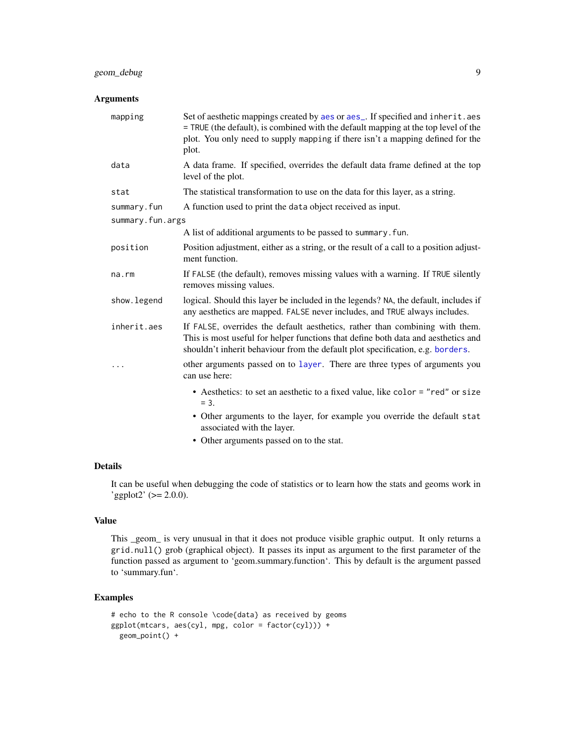### Arguments

| | |
|---|---|
| `mapping` | Set of aesthetic mappings created by `aes` or `aes_`. If specified and `inherit.aes = TRUE` (the default), is combined with the default mapping at the top level of the plot. You only need to supply `mapping` if there isn't a mapping defined for the plot. |
| `data` | A data frame. If specified, overrides the default data frame defined at the top level of the plot. |
| `stat` | The statistical transformation to use on the data for this layer, as a string. |
| `summary.fun` | A function used to print the `data` object received as input. |
| `summary.fun.args` | A list of additional arguments to be passed to `summary.fun`. |
| `position` | Position adjustment, either as a string, or the result of a call to a position adjustment function. |
| `na.rm` | If `FALSE` (the default), removes missing values with a warning. If `TRUE` silently removes missing values. |
| `show.legend` | logical. Should this layer be included in the legends? `NA`, the default, includes if any aesthetics are mapped. `FALSE` never includes, and `TRUE` always includes. |
| `inherit.aes` | If `FALSE`, overrides the default aesthetics, rather than combining with them. This is most useful for helper functions that define both data and aesthetics and shouldn't inherit behaviour from the default plot specification, e.g. `borders`. |
| `...` | other arguments passed on to `layer`. There are three types of arguments you can use here:<br>• Aesthetics: to set an aesthetic to a fixed value, like `color = "red"` or `size = 3`.<br>• Other arguments to the layer, for example you override the default `stat` associated with the layer.<br>• Other arguments passed on to the stat. |

### Details

It can be useful when debugging the code of statistics or to learn how the stats and geoms work in 'ggplot2' (>= 2.0.0).

### Value

This _geom_ is very unusual in that it does not produce visible graphic output. It only returns a `grid.null()` grob (graphical object). It passes its input as argument to the first parameter of the function passed as argument to 'geom.summary.function'. This by default is the argument passed to 'summary.fun'.

### Examples

```
# echo to the R console \code{data} as received by geoms
ggplot(mtcars, aes(cyl, mpg, color = factor(cyl))) +
  geom_point() +
```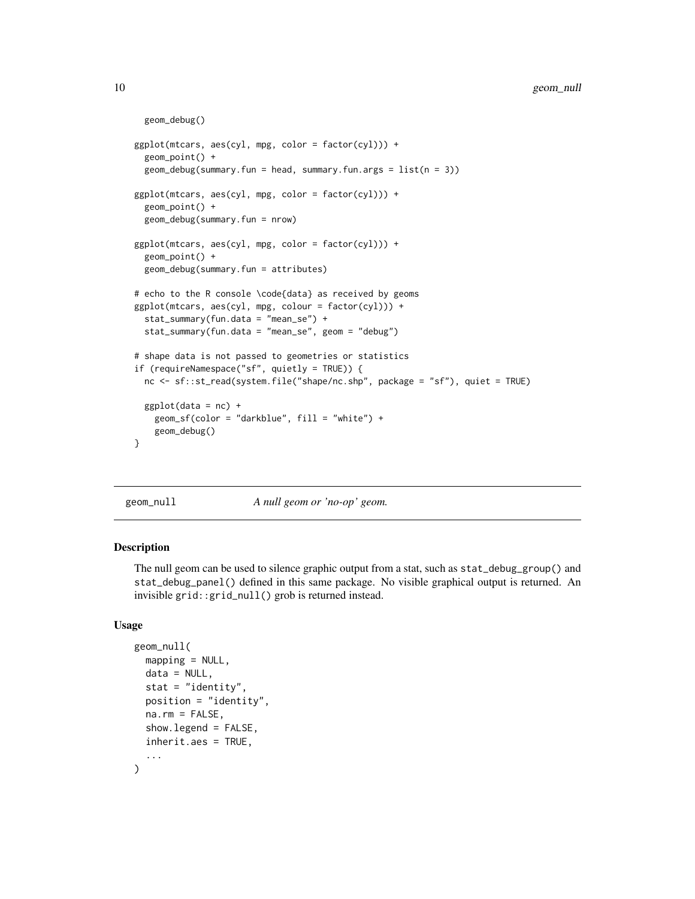```
  geom_debug()

ggplot(mtcars, aes(cyl, mpg, color = factor(cyl))) +
  geom_point() +
  geom_debug(summary.fun = head, summary.fun.args = list(n = 3))

ggplot(mtcars, aes(cyl, mpg, color = factor(cyl))) +
  geom_point() +
  geom_debug(summary.fun = nrow)

ggplot(mtcars, aes(cyl, mpg, color = factor(cyl))) +
  geom_point() +
  geom_debug(summary.fun = attributes)

# echo to the R console \code{data} as received by geoms
ggplot(mtcars, aes(cyl, mpg, colour = factor(cyl))) +
  stat_summary(fun.data = "mean_se") +
  stat_summary(fun.data = "mean_se", geom = "debug")

# shape data is not passed to geometries or statistics
if (requireNamespace("sf", quietly = TRUE)) {
  nc <- sf::st_read(system.file("shape/nc.shp", package = "sf"), quiet = TRUE)

  ggplot(data = nc) +
    geom_sf(color = "darkblue", fill = "white") +
    geom_debug()
}
```

## geom_null — *A null geom or 'no-op' geom.*

### Description

The null geom can be used to silence graphic output from a stat, such as `stat_debug_group()` and `stat_debug_panel()` defined in this same package. No visible graphical output is returned. An invisible `grid::grid_null()` grob is returned instead.

### Usage

```
geom_null(
  mapping = NULL,
  data = NULL,
  stat = "identity",
  position = "identity",
  na.rm = FALSE,
  show.legend = FALSE,
  inherit.aes = TRUE,
  ...
)
```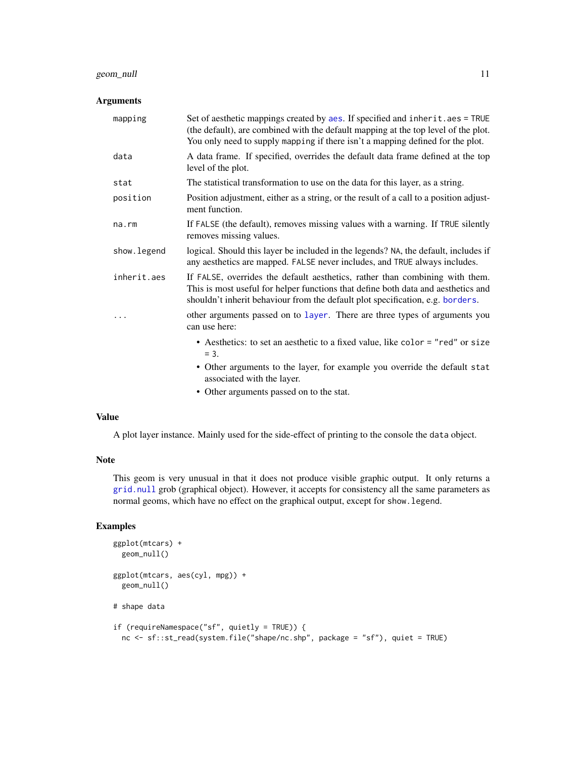### Arguments

| | |
|---|---|
| `mapping` | Set of aesthetic mappings created by `aes`. If specified and `inherit.aes = TRUE` (the default), are combined with the default mapping at the top level of the plot. You only need to supply `mapping` if there isn't a mapping defined for the plot. |
| `data` | A data frame. If specified, overrides the default data frame defined at the top level of the plot. |
| `stat` | The statistical transformation to use on the data for this layer, as a string. |
| `position` | Position adjustment, either as a string, or the result of a call to a position adjustment function. |
| `na.rm` | If `FALSE` (the default), removes missing values with a warning. If `TRUE` silently removes missing values. |
| `show.legend` | logical. Should this layer be included in the legends? `NA`, the default, includes if any aesthetics are mapped. `FALSE` never includes, and `TRUE` always includes. |
| `inherit.aes` | If `FALSE`, overrides the default aesthetics, rather than combining with them. This is most useful for helper functions that define both data and aesthetics and shouldn't inherit behaviour from the default plot specification, e.g. `borders`. |
| `...` | other arguments passed on to `layer`. There are three types of arguments you can use here: <ul><li>Aesthetics: to set an aesthetic to a fixed value, like `color = "red"` or `size = 3`.</li><li>Other arguments to the layer, for example you override the default `stat` associated with the layer.</li><li>Other arguments passed on to the stat.</li></ul> |

### Value

A plot layer instance. Mainly used for the side-effect of printing to the console the `data` object.

### Note

This geom is very unusual in that it does not produce visible graphic output. It only returns a `grid.null` grob (graphical object). However, it accepts for consistency all the same parameters as normal geoms, which have no effect on the graphical output, except for `show.legend`.

### Examples

```
ggplot(mtcars) +
  geom_null()

ggplot(mtcars, aes(cyl, mpg)) +
  geom_null()

# shape data

if (requireNamespace("sf", quietly = TRUE)) {
  nc <- sf::st_read(system.file("shape/nc.shp", package = "sf"), quiet = TRUE)
```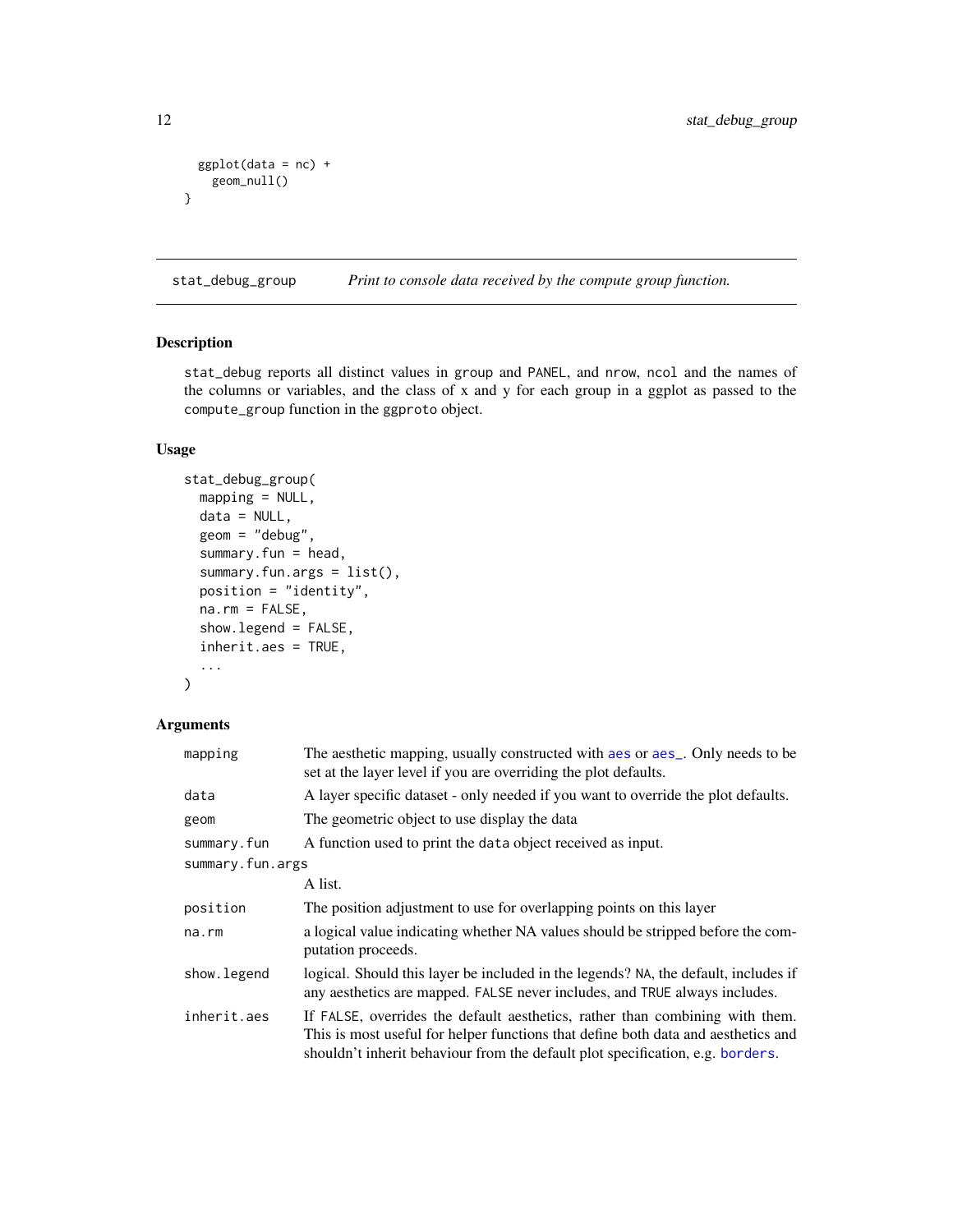```
  ggplot(data = nc) +
    geom_null()
}
```

## stat_debug_group — *Print to console data received by the compute group function.*

### Description

stat_debug reports all distinct values in group and PANEL, and nrow, ncol and the names of the columns or variables, and the class of x and y for each group in a ggplot as passed to the compute_group function in the ggproto object.

### Usage

```
stat_debug_group(
  mapping = NULL,
  data = NULL,
  geom = "debug",
  summary.fun = head,
  summary.fun.args = list(),
  position = "identity",
  na.rm = FALSE,
  show.legend = FALSE,
  inherit.aes = TRUE,
  ...
)
```

### Arguments

| Argument | Description |
|---|---|
| mapping | The aesthetic mapping, usually constructed with aes or aes_. Only needs to be set at the layer level if you are overriding the plot defaults. |
| data | A layer specific dataset - only needed if you want to override the plot defaults. |
| geom | The geometric object to use display the data |
| summary.fun | A function used to print the data object received as input. |
| summary.fun.args | A list. |
| position | The position adjustment to use for overlapping points on this layer |
| na.rm | a logical value indicating whether NA values should be stripped before the computation proceeds. |
| show.legend | logical. Should this layer be included in the legends? NA, the default, includes if any aesthetics are mapped. FALSE never includes, and TRUE always includes. |
| inherit.aes | If FALSE, overrides the default aesthetics, rather than combining with them. This is most useful for helper functions that define both data and aesthetics and shouldn't inherit behaviour from the default plot specification, e.g. borders. |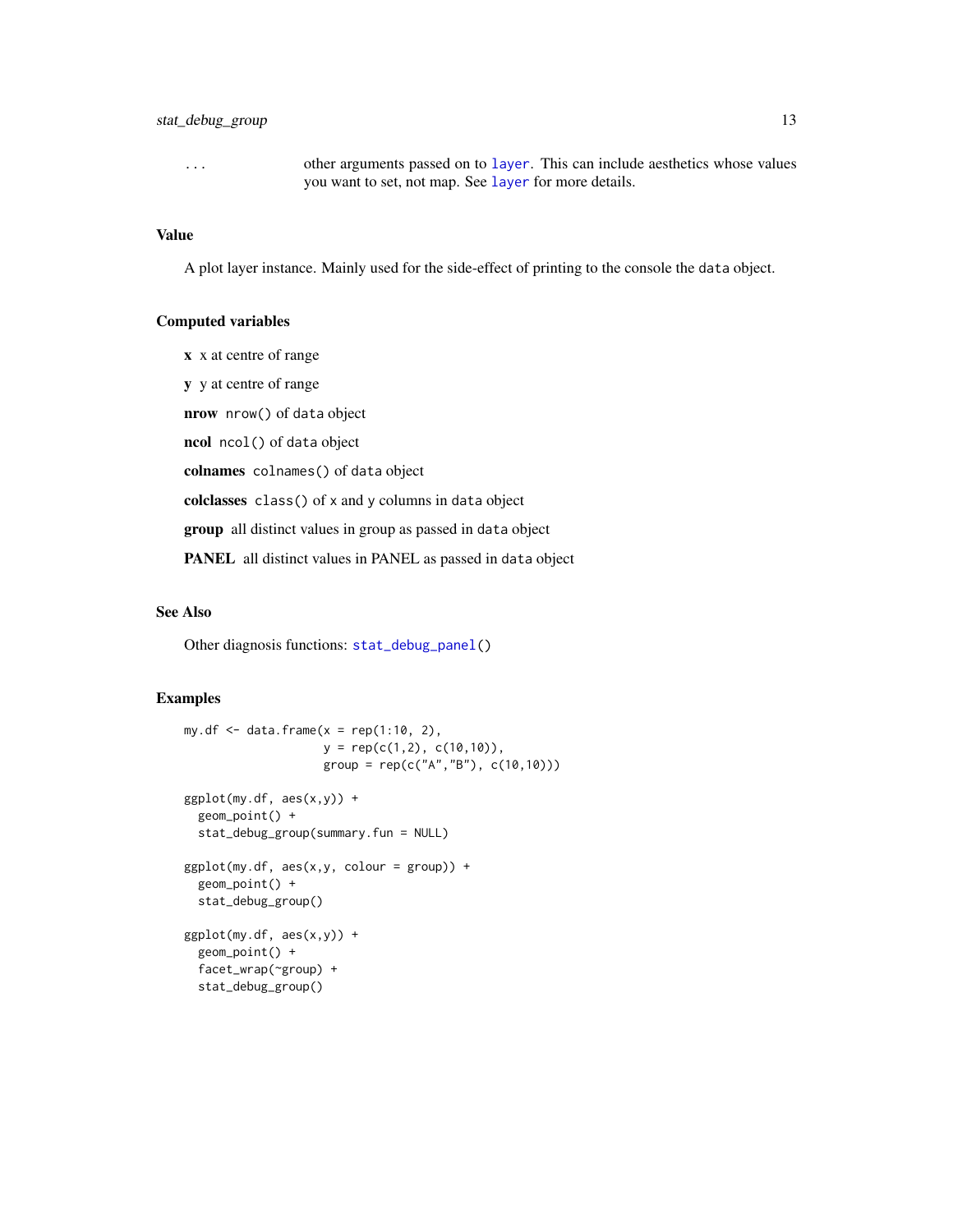`...` other arguments passed on to `layer`. This can include aesthetics whose values you want to set, not map. See `layer` for more details.

## Value

A plot layer instance. Mainly used for the side-effect of printing to the console the `data` object.

## Computed variables

**x** x at centre of range

**y** y at centre of range

**nrow** `nrow()` of `data` object

**ncol** `ncol()` of `data` object

**colnames** `colnames()` of `data` object

**colclasses** `class()` of `x` and `y` columns in `data` object

**group** all distinct values in group as passed in `data` object

**PANEL** all distinct values in PANEL as passed in `data` object

## See Also

Other diagnosis functions: `stat_debug_panel()`

## Examples

```
my.df <- data.frame(x = rep(1:10, 2),
                    y = rep(c(1,2), c(10,10)),
                    group = rep(c("A","B"), c(10,10)))

ggplot(my.df, aes(x,y)) +
  geom_point() +
  stat_debug_group(summary.fun = NULL)

ggplot(my.df, aes(x,y, colour = group)) +
  geom_point() +
  stat_debug_group()

ggplot(my.df, aes(x,y)) +
  geom_point() +
  facet_wrap(~group) +
  stat_debug_group()
```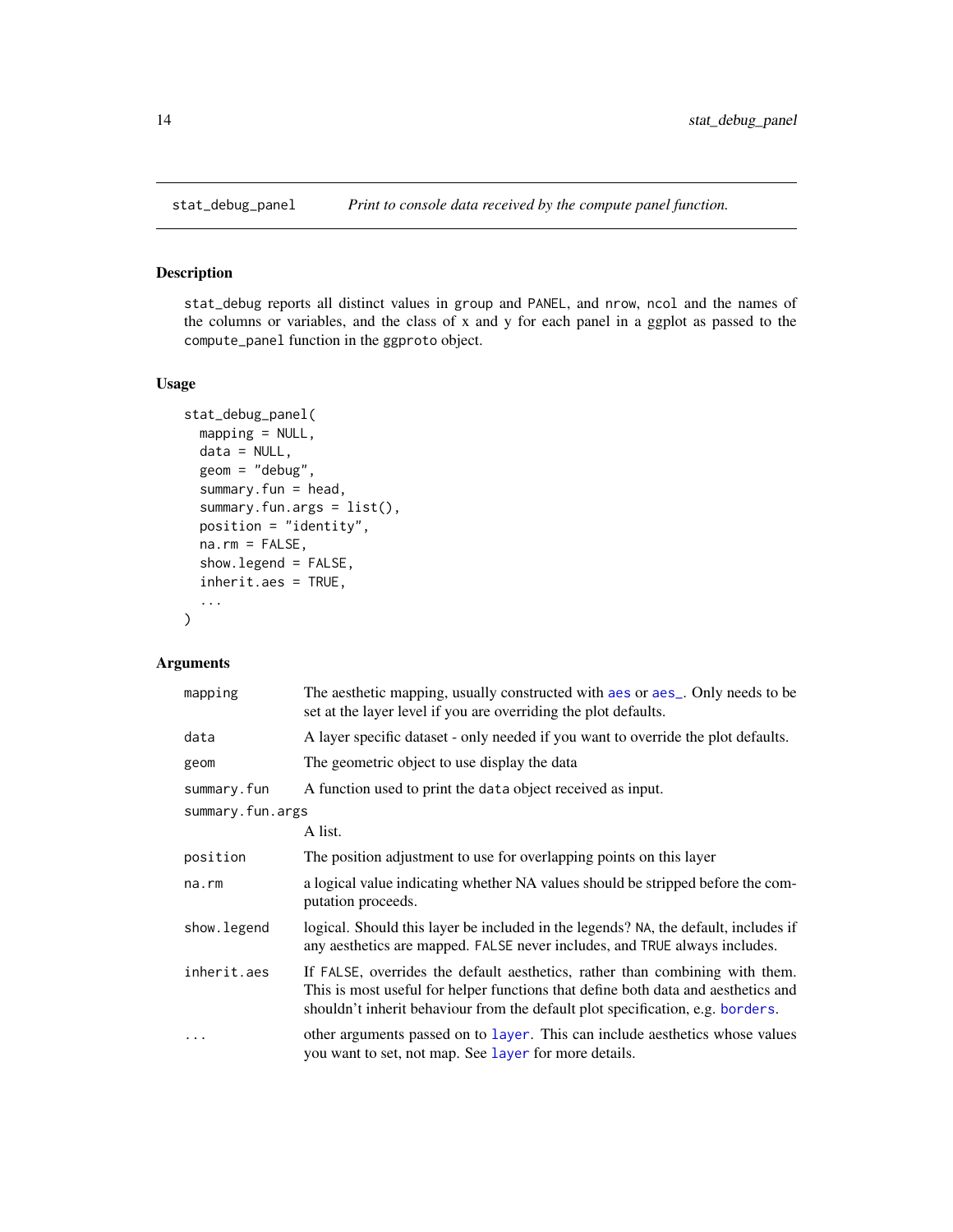## stat_debug_panel — *Print to console data received by the compute panel function.*

### Description

`stat_debug` reports all distinct values in `group` and `PANEL`, and `nrow`, `ncol` and the names of the columns or variables, and the class of x and y for each panel in a ggplot as passed to the `compute_panel` function in the `ggproto` object.

### Usage

```
stat_debug_panel(
  mapping = NULL,
  data = NULL,
  geom = "debug",
  summary.fun = head,
  summary.fun.args = list(),
  position = "identity",
  na.rm = FALSE,
  show.legend = FALSE,
  inherit.aes = TRUE,
  ...
)
```

### Arguments

| Argument | Description |
| --- | --- |
| `mapping` | The aesthetic mapping, usually constructed with `aes` or `aes_`. Only needs to be set at the layer level if you are overriding the plot defaults. |
| `data` | A layer specific dataset - only needed if you want to override the plot defaults. |
| `geom` | The geometric object to use display the data |
| `summary.fun` | A function used to print the `data` object received as input. |
| `summary.fun.args` | A list. |
| `position` | The position adjustment to use for overlapping points on this layer |
| `na.rm` | a logical value indicating whether NA values should be stripped before the computation proceeds. |
| `show.legend` | logical. Should this layer be included in the legends? `NA`, the default, includes if any aesthetics are mapped. `FALSE` never includes, and `TRUE` always includes. |
| `inherit.aes` | If `FALSE`, overrides the default aesthetics, rather than combining with them. This is most useful for helper functions that define both data and aesthetics and shouldn't inherit behaviour from the default plot specification, e.g. `borders`. |
| `...` | other arguments passed on to `layer`. This can include aesthetics whose values you want to set, not map. See `layer` for more details. |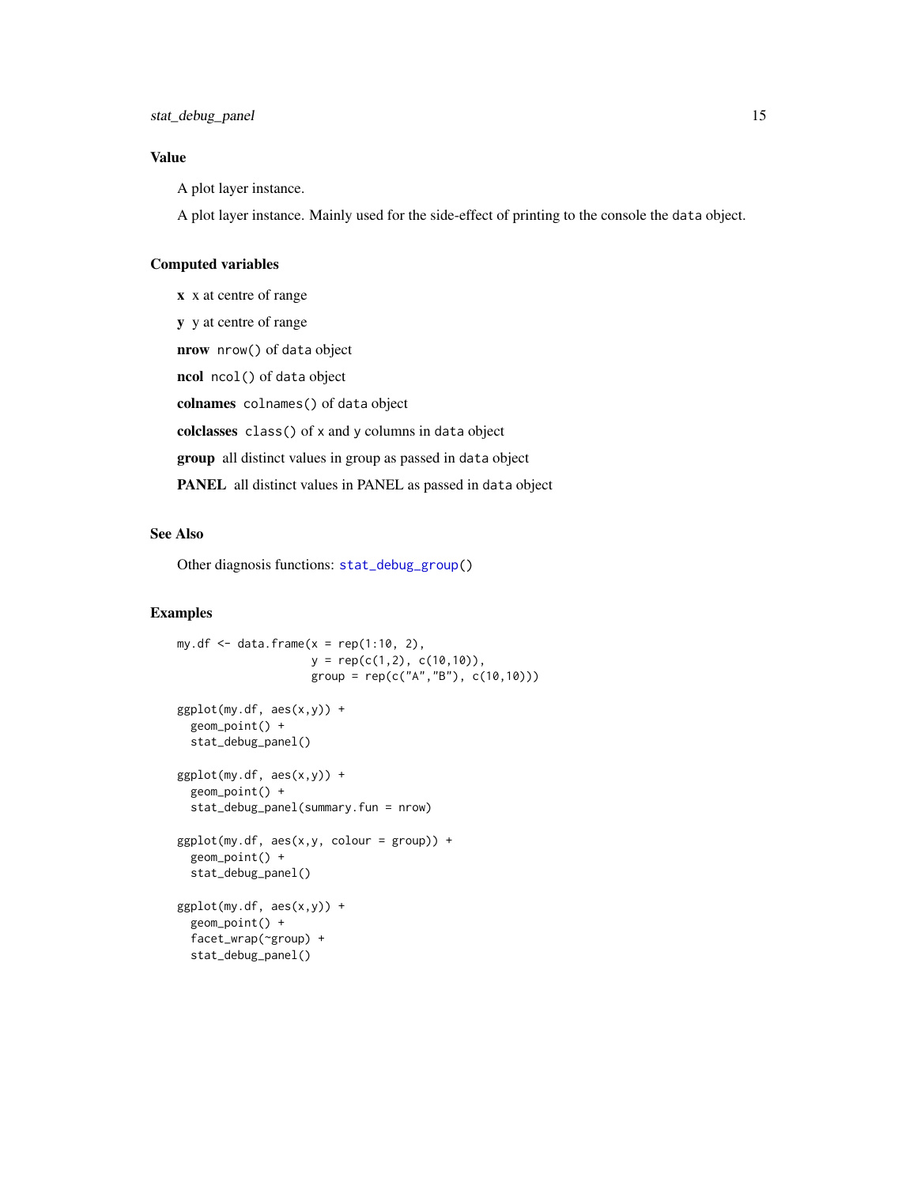### Value

A plot layer instance.

A plot layer instance. Mainly used for the side-effect of printing to the console the `data` object.

### Computed variables

**x** x at centre of range

**y** y at centre of range

**nrow** `nrow()` of `data` object

**ncol** `ncol()` of `data` object

**colnames** `colnames()` of `data` object

**colclasses** `class()` of `x` and `y` columns in `data` object

**group** all distinct values in group as passed in `data` object

**PANEL** all distinct values in PANEL as passed in `data` object

### See Also

Other diagnosis functions: `stat_debug_group()`

### Examples

```
my.df <- data.frame(x = rep(1:10, 2),
                    y = rep(c(1,2), c(10,10)),
                    group = rep(c("A","B"), c(10,10)))

ggplot(my.df, aes(x,y)) +
  geom_point() +
  stat_debug_panel()

ggplot(my.df, aes(x,y)) +
  geom_point() +
  stat_debug_panel(summary.fun = nrow)

ggplot(my.df, aes(x,y, colour = group)) +
  geom_point() +
  stat_debug_panel()

ggplot(my.df, aes(x,y)) +
  geom_point() +
  facet_wrap(~group) +
  stat_debug_panel()
```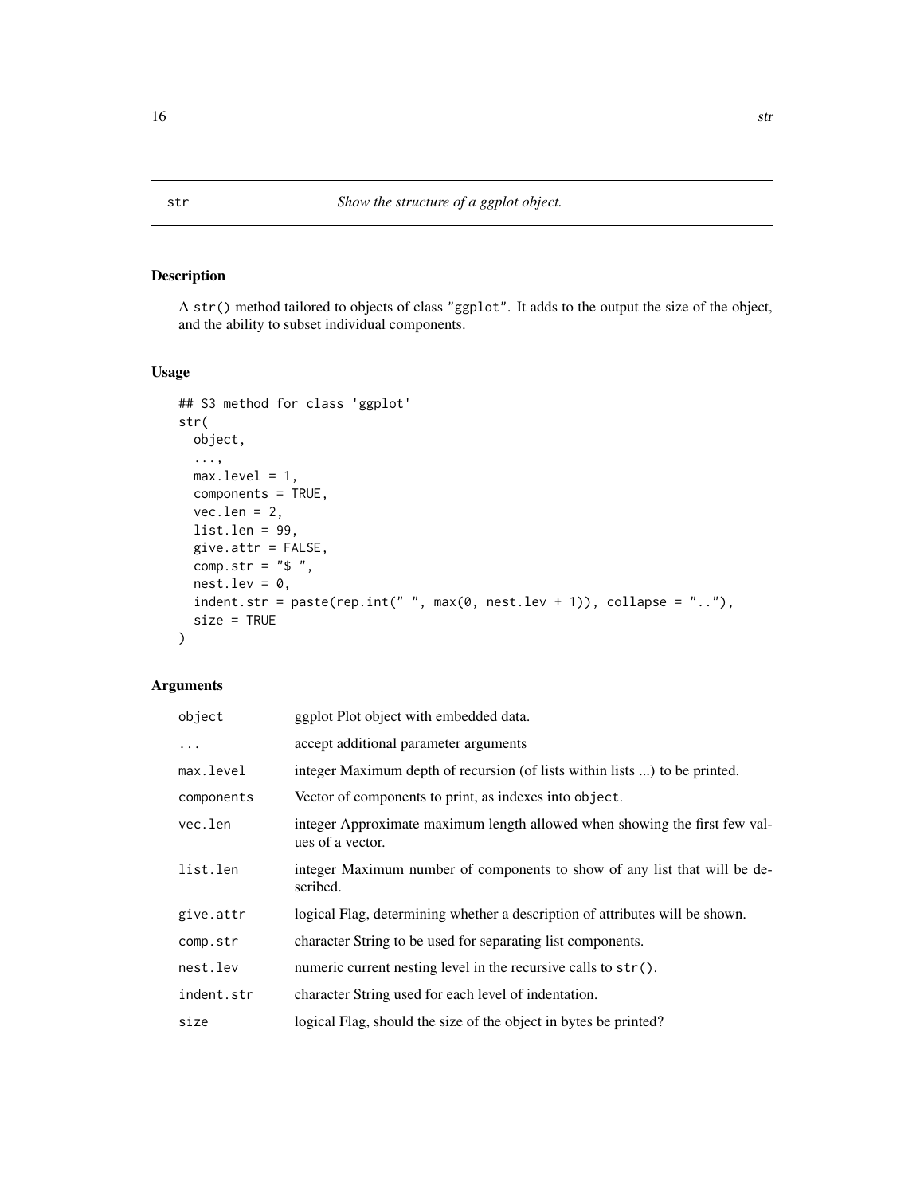# str — *Show the structure of a ggplot object.*

## Description

A `str()` method tailored to objects of class "ggplot". It adds to the output the size of the object, and the ability to subset individual components.

## Usage

```
## S3 method for class 'ggplot'
str(
  object,
  ...,
  max.level = 1,
  components = TRUE,
  vec.len = 2,
  list.len = 99,
  give.attr = FALSE,
  comp.str = "$ ",
  nest.lev = 0,
  indent.str = paste(rep.int(" ", max(0, nest.lev + 1)), collapse = ".."),
  size = TRUE
)
```

## Arguments

| | |
|---|---|
| `object` | ggplot Plot object with embedded data. |
| `...` | accept additional parameter arguments |
| `max.level` | integer Maximum depth of recursion (of lists within lists ...) to be printed. |
| `components` | Vector of components to print, as indexes into `object`. |
| `vec.len` | integer Approximate maximum length allowed when showing the first few values of a vector. |
| `list.len` | integer Maximum number of components to show of any list that will be described. |
| `give.attr` | logical Flag, determining whether a description of attributes will be shown. |
| `comp.str` | character String to be used for separating list components. |
| `nest.lev` | numeric current nesting level in the recursive calls to `str()`. |
| `indent.str` | character String used for each level of indentation. |
| `size` | logical Flag, should the size of the object in bytes be printed? |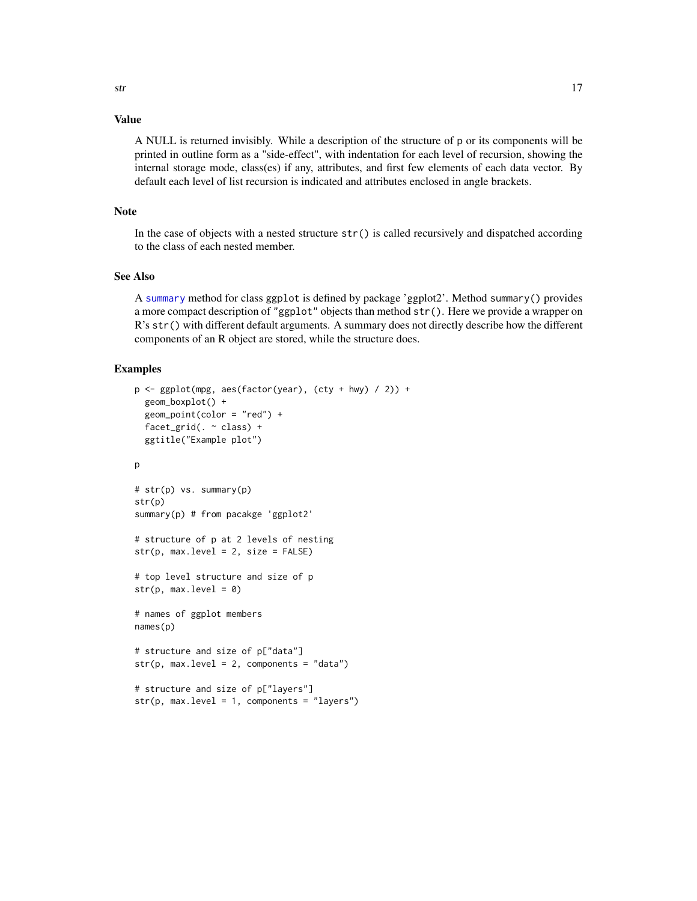## Value

A NULL is returned invisibly. While a description of the structure of p or its components will be printed in outline form as a "side-effect", with indentation for each level of recursion, showing the internal storage mode, class(es) if any, attributes, and first few elements of each data vector. By default each level of list recursion is indicated and attributes enclosed in angle brackets.

## Note

In the case of objects with a nested structure `str()` is called recursively and dispatched according to the class of each nested member.

## See Also

A `summary` method for class ggplot is defined by package 'ggplot2'. Method `summary()` provides a more compact description of `"ggplot"` objects than method `str()`. Here we provide a wrapper on R's `str()` with different default arguments. A summary does not directly describe how the different components of an R object are stored, while the structure does.

## Examples

```
p <- ggplot(mpg, aes(factor(year), (cty + hwy) / 2)) +
  geom_boxplot() +
  geom_point(color = "red") +
  facet_grid(. ~ class) +
  ggtitle("Example plot")

p

# str(p) vs. summary(p)
str(p)
summary(p) # from pacakge 'ggplot2'

# structure of p at 2 levels of nesting
str(p, max.level = 2, size = FALSE)

# top level structure and size of p
str(p, max.level = 0)

# names of ggplot members
names(p)

# structure and size of p["data"]
str(p, max.level = 2, components = "data")

# structure and size of p["layers"]
str(p, max.level = 1, components = "layers")
```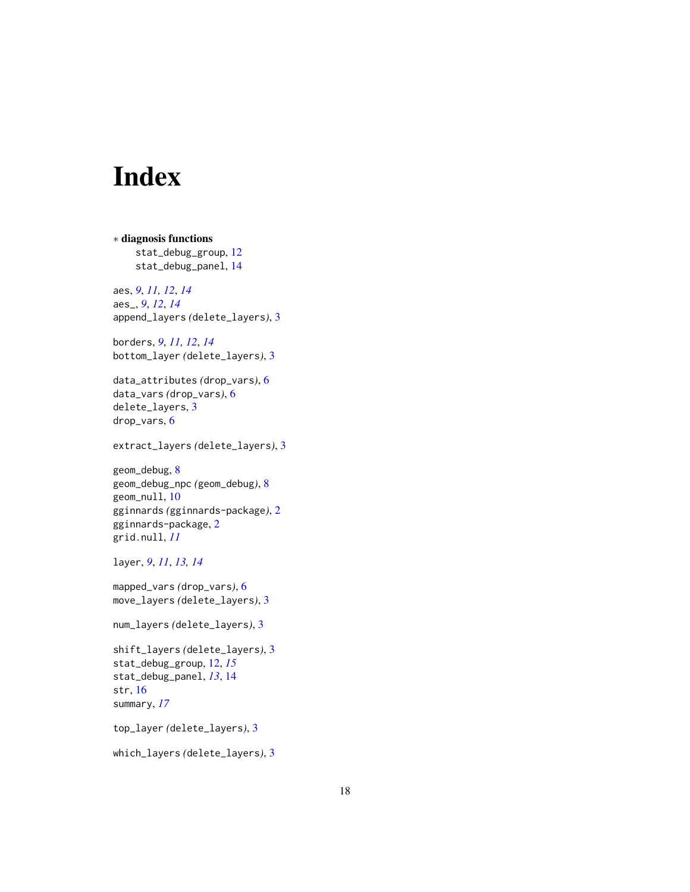# Index

∗ **diagnosis functions**
    stat_debug_group, 12
    stat_debug_panel, 14

aes, *9*, *11, 12*, *14*
aes_, *9*, *12*, *14*
append_layers *(*delete_layers*)*, 3

borders, *9*, *11, 12*, *14*
bottom_layer *(*delete_layers*)*, 3

data_attributes *(*drop_vars*)*, 6
data_vars *(*drop_vars*)*, 6
delete_layers, 3
drop_vars, 6

extract_layers *(*delete_layers*)*, 3

geom_debug, 8
geom_debug_npc *(*geom_debug*)*, 8
geom_null, 10
gginnards *(*gginnards-package*)*, 2
gginnards-package, 2
grid.null, *11*

layer, *9*, *11*, *13, 14*

mapped_vars *(*drop_vars*)*, 6
move_layers *(*delete_layers*)*, 3

num_layers *(*delete_layers*)*, 3

shift_layers *(*delete_layers*)*, 3
stat_debug_group, 12, *15*
stat_debug_panel, *13*, 14
str, 16
summary, *17*

top_layer *(*delete_layers*)*, 3

which_layers *(*delete_layers*)*, 3